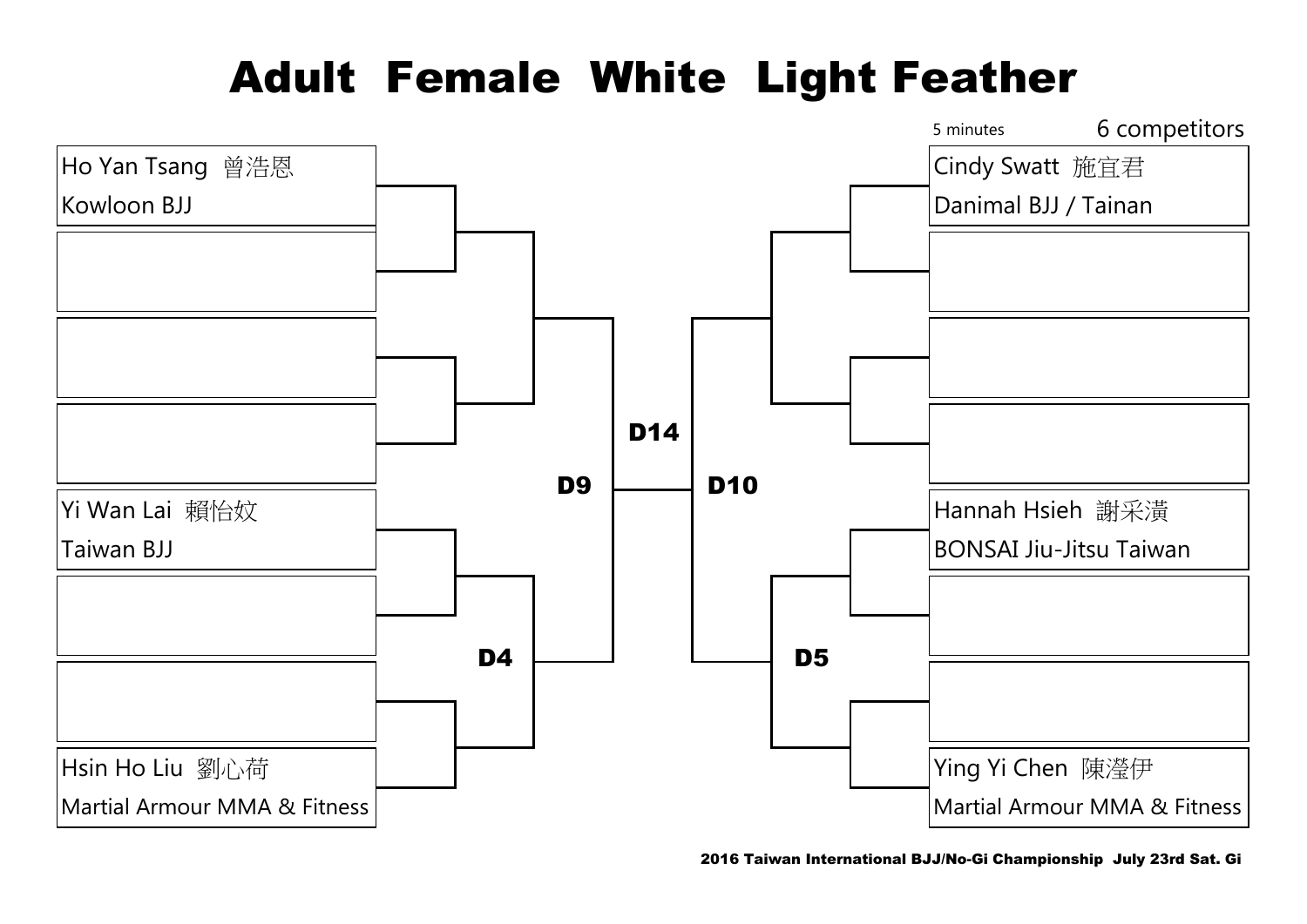# Adult Female White Light Feather

5 minutes

6 competitors

Ho Yan Tsang 曾浩恩
Kowloon BJJ

Yi Wan Lai 賴怡妏
Taiwan BJJ

Hsin Ho Liu 劉心荷
Martial Armour MMA & Fitness

Cindy Swatt 施宜君
Danimal BJJ / Tainan

Hannah Hsieh 謝采潢
BONSAI Jiu-Jitsu Taiwan

Ying Yi Chen 陳瀅伊
Martial Armour MMA & Fitness

D4

D5

D9

D10

D14

2016 Taiwan International BJJ/No-Gi Championship July 23rd Sat. Gi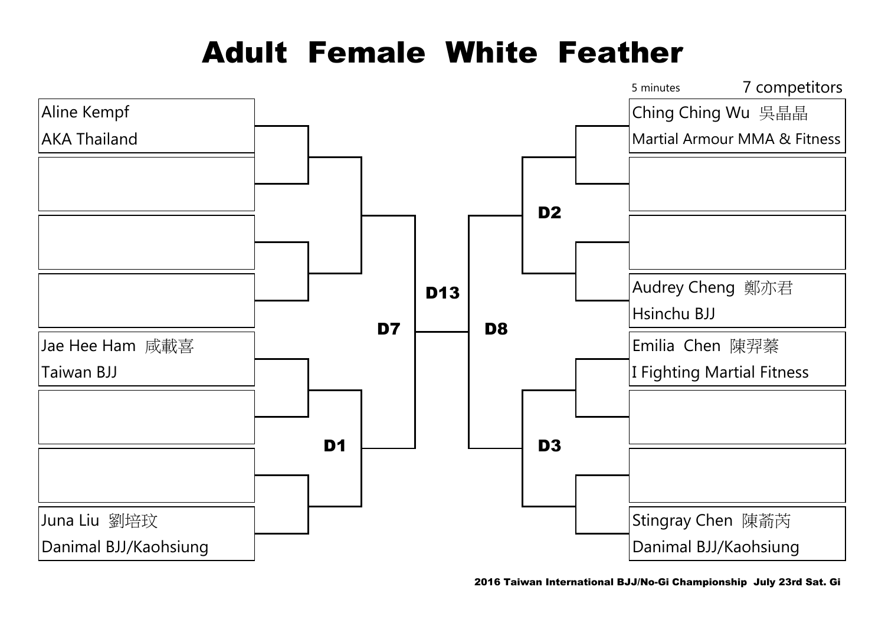# Adult Female White Feather

5 minutes — 7 competitors

| Left bracket | Right bracket |
|---|---|
| Aline Kempf<br>AKA Thailand | Ching Ching Wu 吳晶晶<br>Martial Armour MMA & Fitness |
| | |
| | |
| | Audrey Cheng 鄭亦君<br>Hsinchu BJJ |
| Jae Hee Ham 咸載喜<br>Taiwan BJJ | Emilia Chen 陳羿蓁<br>I Fighting Martial Fitness |
| | |
| | |
| Juna Liu 劉培玟<br>Danimal BJJ/Kaohsiung | Stingray Chen 陳蓊芮<br>Danimal BJJ/Kaohsiung |

D1, D2, D3, D7, D8, D13

2016 Taiwan International BJJ/No-Gi Championship July 23rd Sat. Gi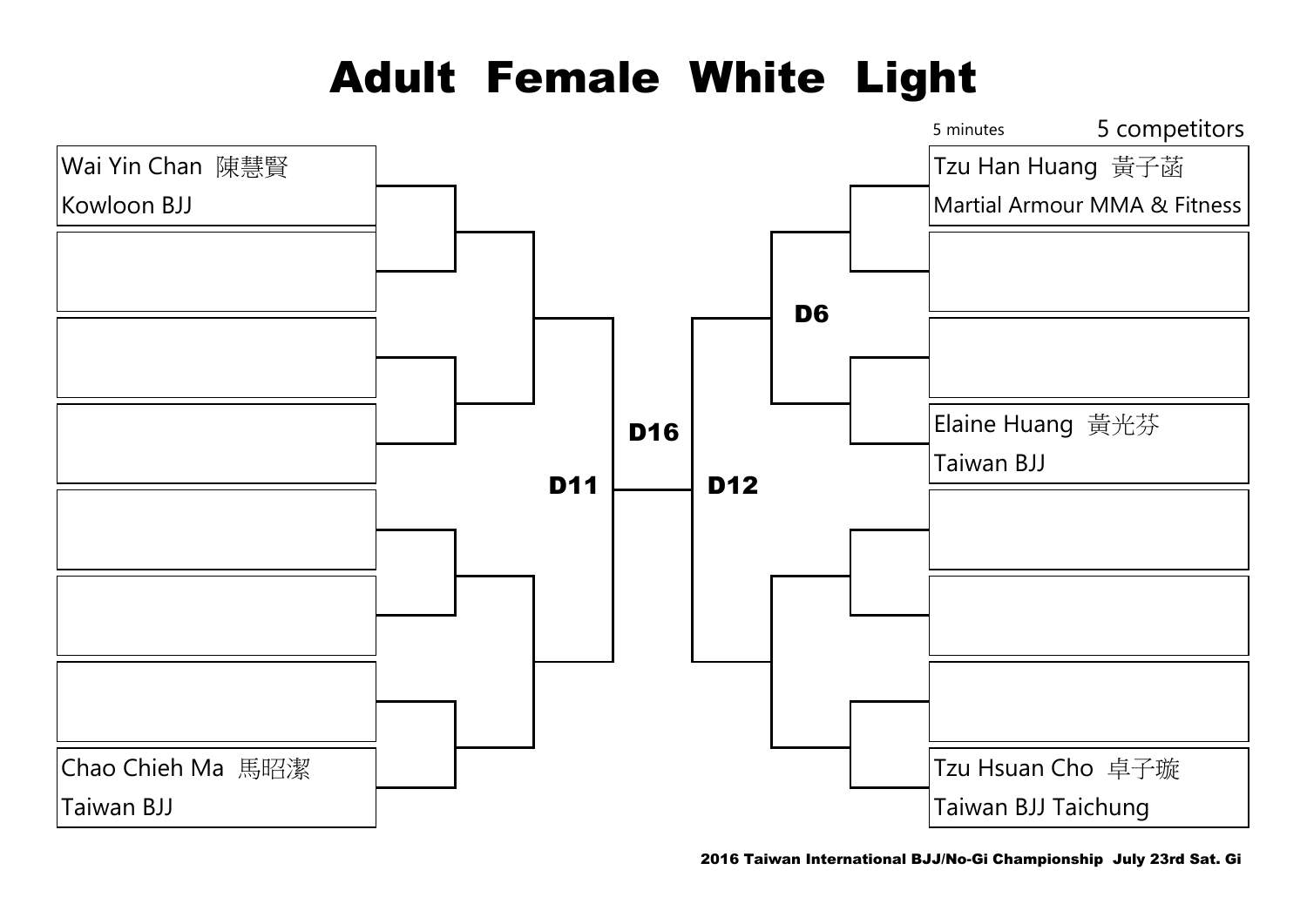# Adult Female White Light

5 minutes

5 competitors

Wai Yin Chan 陳慧賢
Kowloon BJJ

Chao Chieh Ma 馬昭潔
Taiwan BJJ

Tzu Han Huang 黃子菡
Martial Armour MMA & Fitness

Elaine Huang 黃光芬
Taiwan BJJ

Tzu Hsuan Cho 卓子璇
Taiwan BJJ Taichung

D6

D11

D12

D16

2016 Taiwan International BJJ/No-Gi Championship July 23rd Sat. Gi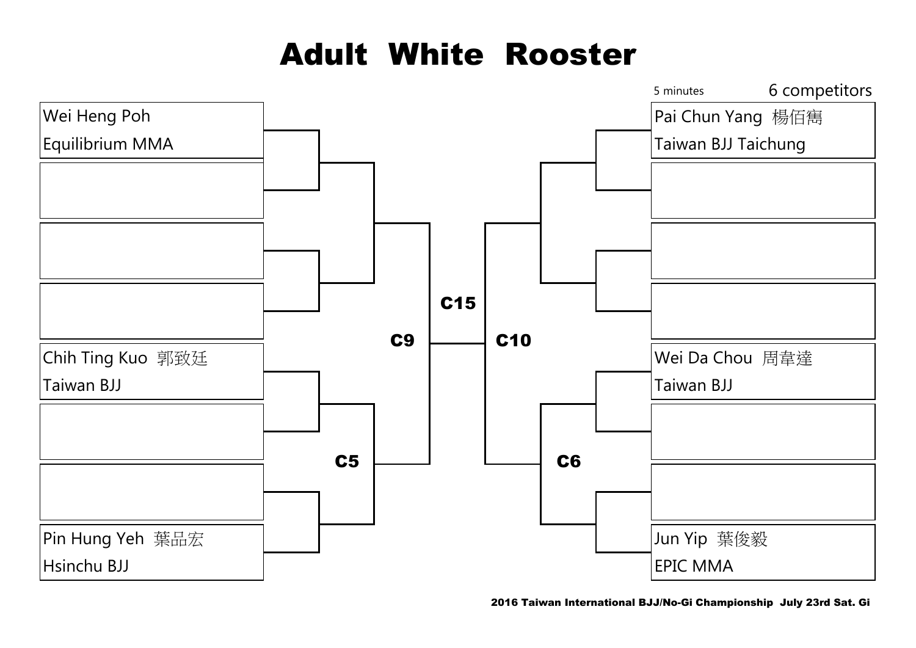# Adult White Rooster

5 minutes

6 competitors

Wei Heng Poh
Equilibrium MMA

Chih Ting Kuo 郭致廷
Taiwan BJJ

Pin Hung Yeh 葉品宏
Hsinchu BJJ

Pai Chun Yang 楊佰雋
Taiwan BJJ Taichung

Wei Da Chou 周韋達
Taiwan BJJ

Jun Yip 葉俊毅
EPIC MMA

C5

C9

C15

C10

C6

2016 Taiwan International BJJ/No-Gi Championship July 23rd Sat. Gi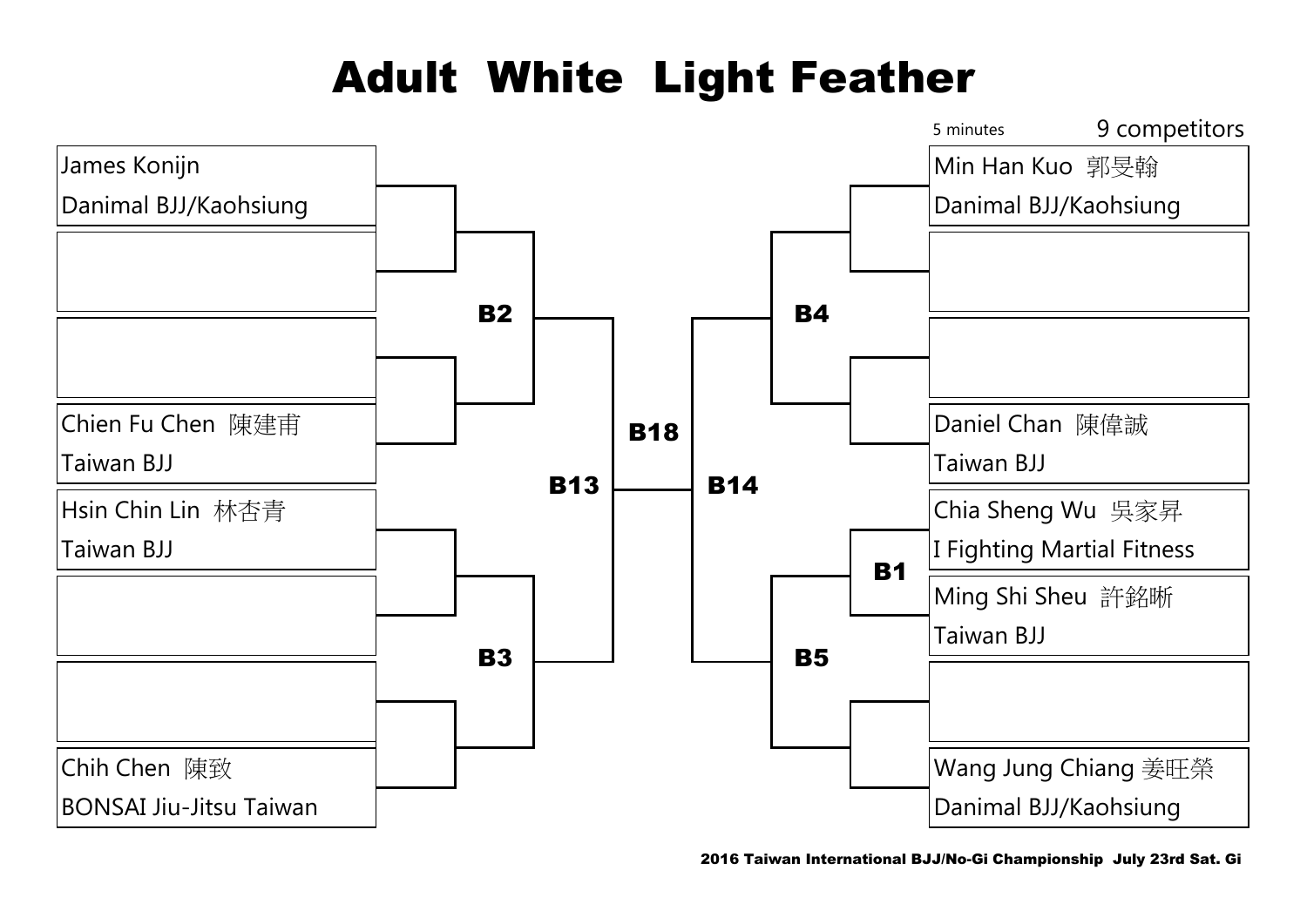# Adult White Light Feather

5 minutes

9 competitors

| Left bracket | Match | Right bracket | Match |
|---|---|---|---|
| James Konijn<br>Danimal BJJ/Kaohsiung | B2 | Min Han Kuo 郭旻翰<br>Danimal BJJ/Kaohsiung | B4 |
| | B2 | | B4 |
| | B2 | | B4 |
| Chien Fu Chen 陳建甫<br>Taiwan BJJ | B2 | Daniel Chan 陳偉誠<br>Taiwan BJJ | B4 |
| Hsin Chin Lin 林杏青<br>Taiwan BJJ | B3 | Chia Sheng Wu 吳家昇<br>I Fighting Martial Fitness | B1 → B5 |
| | B3 | Ming Shi Sheu 許銘晰<br>Taiwan BJJ | B1 → B5 |
| | B3 | | B5 |
| Chih Chen 陳致<br>BONSAI Jiu-Jitsu Taiwan | B3 | Wang Jung Chiang 姜旺榮<br>Danimal BJJ/Kaohsiung | B5 |

B2 and B3 → B13

B4 and B5 → B14

B13 and B14 → B18

2016 Taiwan International BJJ/No-Gi Championship July 23rd Sat. Gi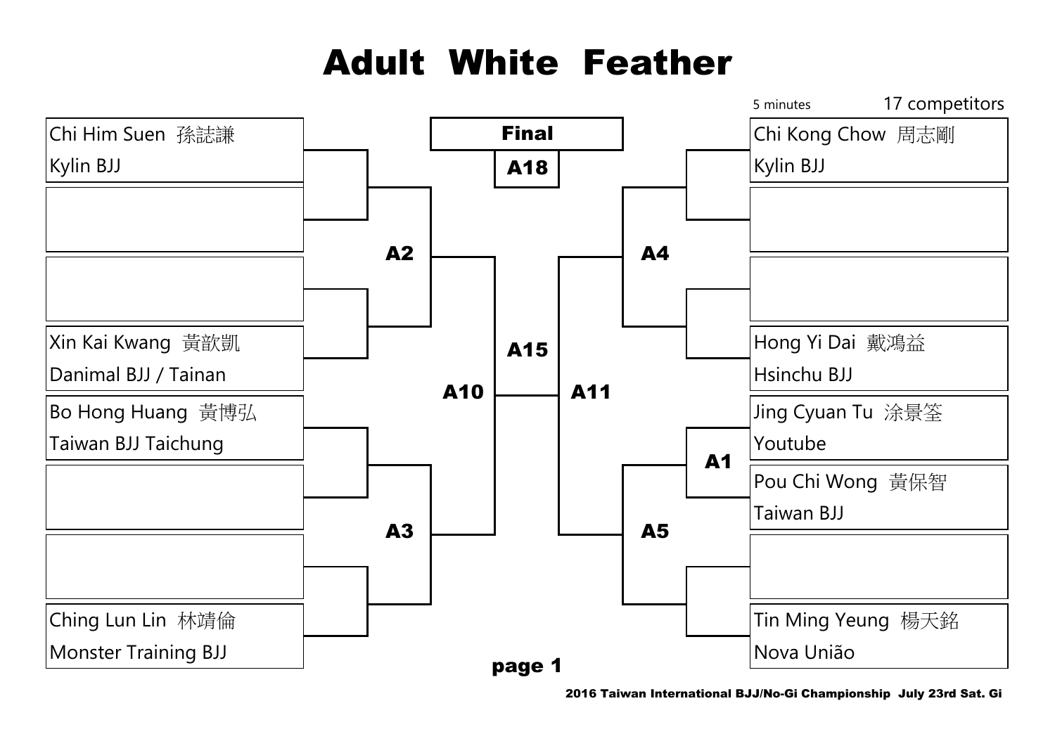# Adult White Feather

5 minutes | 17 competitors

**Final**

**A18**

| Left bracket | Match |
|---|---|
| Chi Him Suen 孫誌謙 / Kylin BJJ | A2 |
| (empty) | A2 |
| (empty) | A2 |
| Xin Kai Kwang 黃歆凱 / Danimal BJJ / Tainan | A2 |
| Bo Hong Huang 黃博弘 / Taiwan BJJ Taichung | A3 |
| (empty) | A3 |
| (empty) | A3 |
| Ching Lun Lin 林靖倫 / Monster Training BJJ | A3 |

| Right bracket | Match |
|---|---|
| Chi Kong Chow 周志剛 / Kylin BJJ | A4 |
| (empty) | A4 |
| (empty) | A4 |
| Hong Yi Dai 戴鴻益 / Hsinchu BJJ | A4 |
| Jing Cyuan Tu 涂景筌 / Youtube | A1 |
| Pou Chi Wong 黃保智 / Taiwan BJJ | A1 |
| (empty) | A5 |
| Tin Ming Yeung 楊天銘 / Nova União | A5 |

A2 and A3 → **A10**; A4 and A5 → **A11**; A10 and A11 → **A15**

**page 1**

2016 Taiwan International BJJ/No-Gi Championship July 23rd Sat. Gi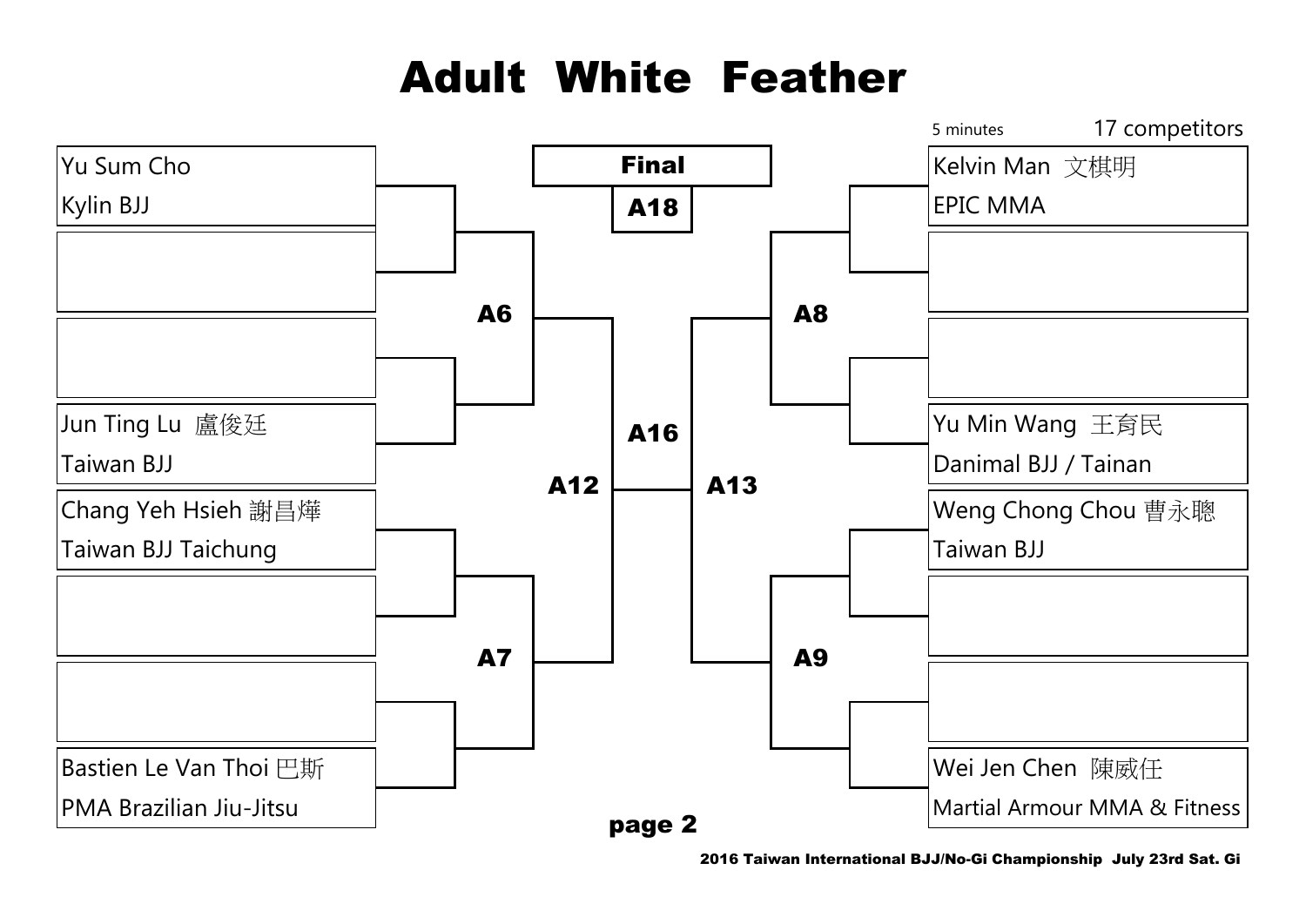# Adult White Feather

5 minutes

17 competitors

**Final**

**A18**

| Left bracket | Match |
| --- | --- |
| Yu Sum Cho<br>Kylin BJJ | A6 |
| (empty) | A6 |
| (empty) | A6 |
| Jun Ting Lu 盧俊廷<br>Taiwan BJJ | A6 |
| Chang Yeh Hsieh 謝昌燁<br>Taiwan BJJ Taichung | A7 |
| (empty) | A7 |
| (empty) | A7 |
| Bastien Le Van Thoi 巴斯<br>PMA Brazilian Jiu-Jitsu | A7 |

| Right bracket | Match |
| --- | --- |
| Kelvin Man 文棋明<br>EPIC MMA | A8 |
| (empty) | A8 |
| (empty) | A8 |
| Yu Min Wang 王育民<br>Danimal BJJ / Tainan | A8 |
| Weng Chong Chou 曹永聰<br>Taiwan BJJ | A9 |
| (empty) | A9 |
| (empty) | A9 |
| Wei Jen Chen 陳威任<br>Martial Armour MMA & Fitness | A9 |

A6 / A7 → A12

A8 / A9 → A13

A12 / A13 → A16

**page 2**

2016 Taiwan International BJJ/No-Gi Championship July 23rd Sat. Gi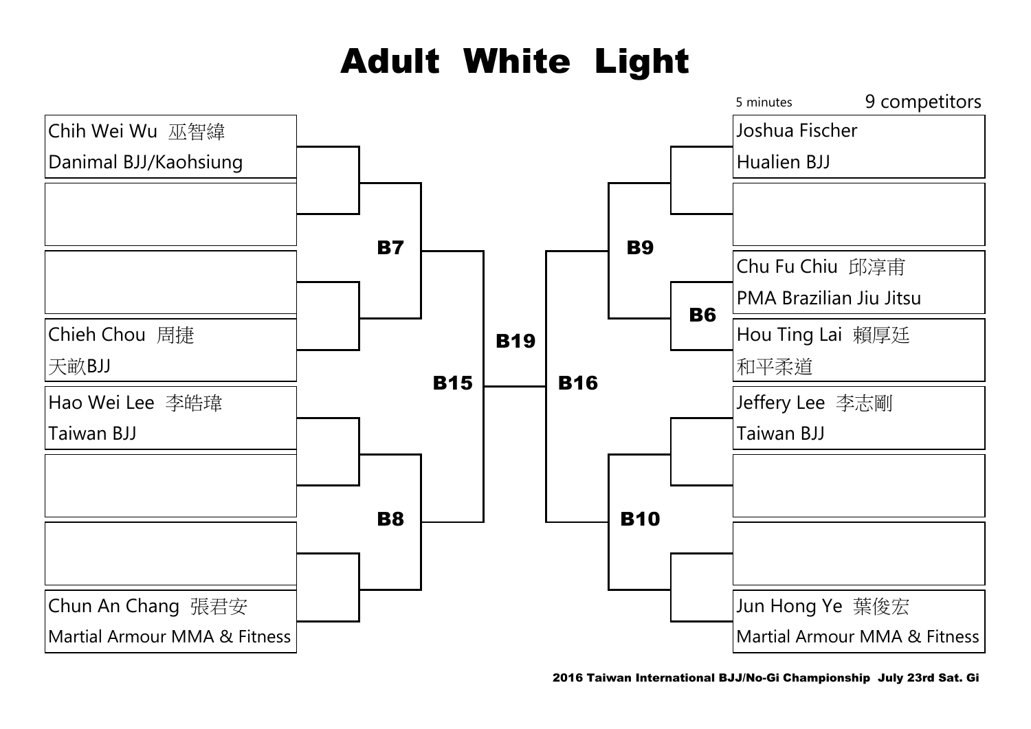# Adult White Light

5 minutes

9 competitors

Chih Wei Wu 巫智緯
Danimal BJJ/Kaohsiung

Chieh Chou 周捷
天畝BJJ

Hao Wei Lee 李皓瑋
Taiwan BJJ

Chun An Chang 張君安
Martial Armour MMA & Fitness

**B7**

**B8**

**B15**

**B19**

**B16**

**B9**

**B6**

**B10**

Joshua Fischer
Hualien BJJ

Chu Fu Chiu 邱淳甫
PMA Brazilian Jiu Jitsu

Hou Ting Lai 賴厚廷
和平柔道

Jeffery Lee 李志剛
Taiwan BJJ

Jun Hong Ye 葉俊宏
Martial Armour MMA & Fitness

**2016 Taiwan International BJJ/No-Gi Championship July 23rd Sat. Gi**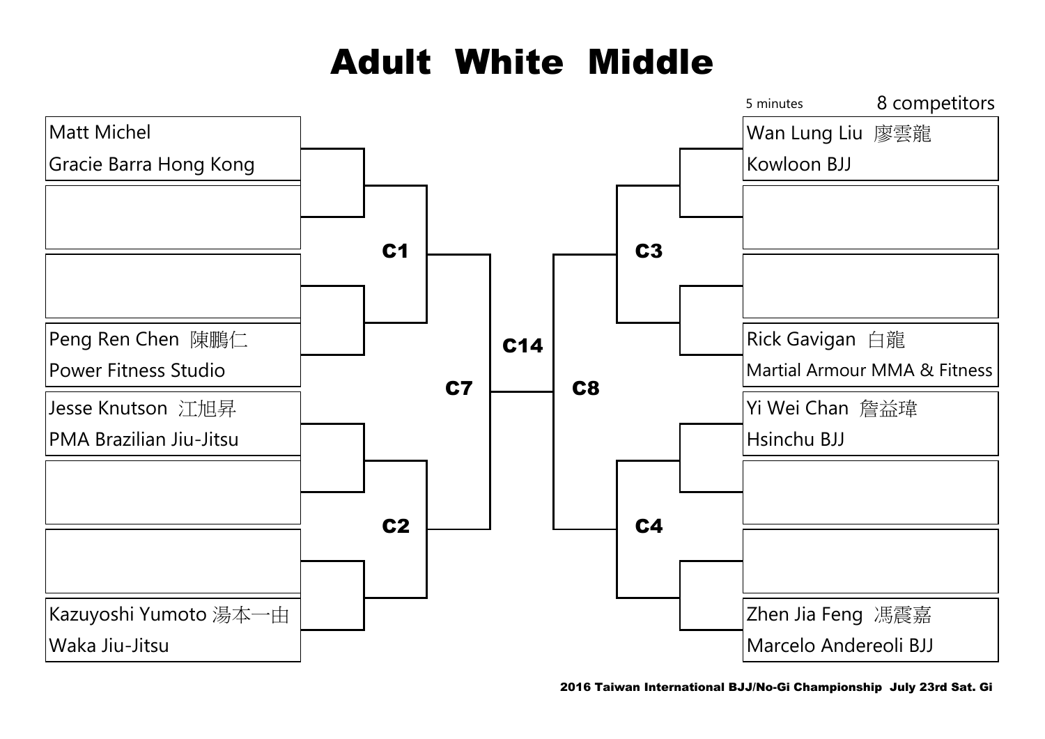# Adult White Middle

5 minutes

8 competitors

| Left bracket | Match |
|---|---|
| Matt Michel<br>Gracie Barra Hong Kong | C1 |
| | C1 |
| | C1 |
| Peng Ren Chen 陳鵬仁<br>Power Fitness Studio | C1 |
| Jesse Knutson 江旭昇<br>PMA Brazilian Jiu-Jitsu | C2 |
| | C2 |
| | C2 |
| Kazuyoshi Yumoto 湯本一由<br>Waka Jiu-Jitsu | C2 |

| Right bracket | Match |
|---|---|
| Wan Lung Liu 廖雲龍<br>Kowloon BJJ | C3 |
| | C3 |
| | C3 |
| Rick Gavigan 白龍<br>Martial Armour MMA & Fitness | C3 |
| Yi Wei Chan 詹益瑋<br>Hsinchu BJJ | C4 |
| | C4 |
| | C4 |
| Zhen Jia Feng 馮震嘉<br>Marcelo Andereoli BJJ | C4 |

C1 / C2 → C7

C3 / C4 → C8

C7 / C8 → C14

2016 Taiwan International BJJ/No-Gi Championship July 23rd Sat. Gi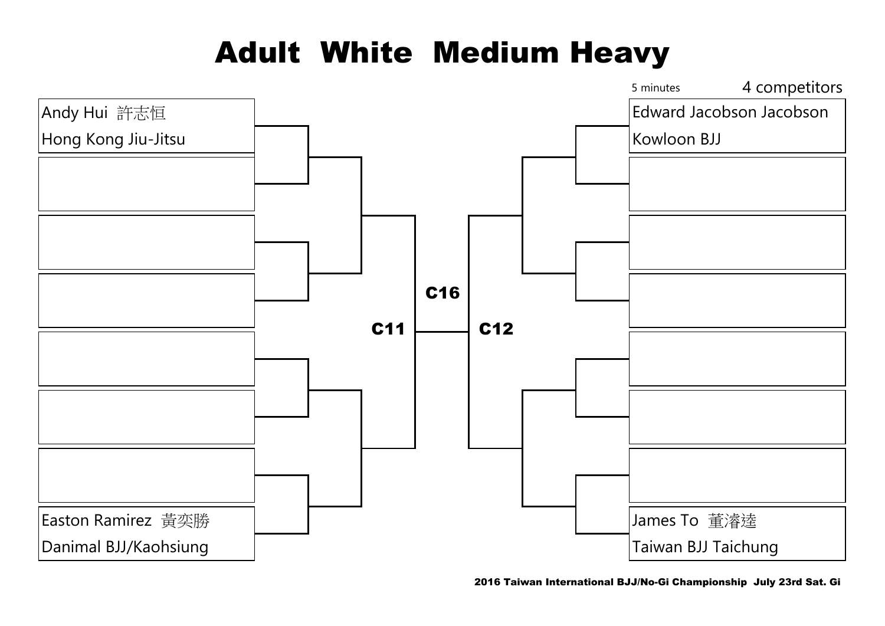# Adult White Medium Heavy

5 minutes

4 competitors

Andy Hui 許志恒
Hong Kong Jiu-Jitsu

Easton Ramirez 黄奕勝
Danimal BJJ/Kaohsiung

C11

C16

C12

Edward Jacobson Jacobson
Kowloon BJJ

James To 董濬逵
Taiwan BJJ Taichung

2016 Taiwan International BJJ/No-Gi Championship July 23rd Sat. Gi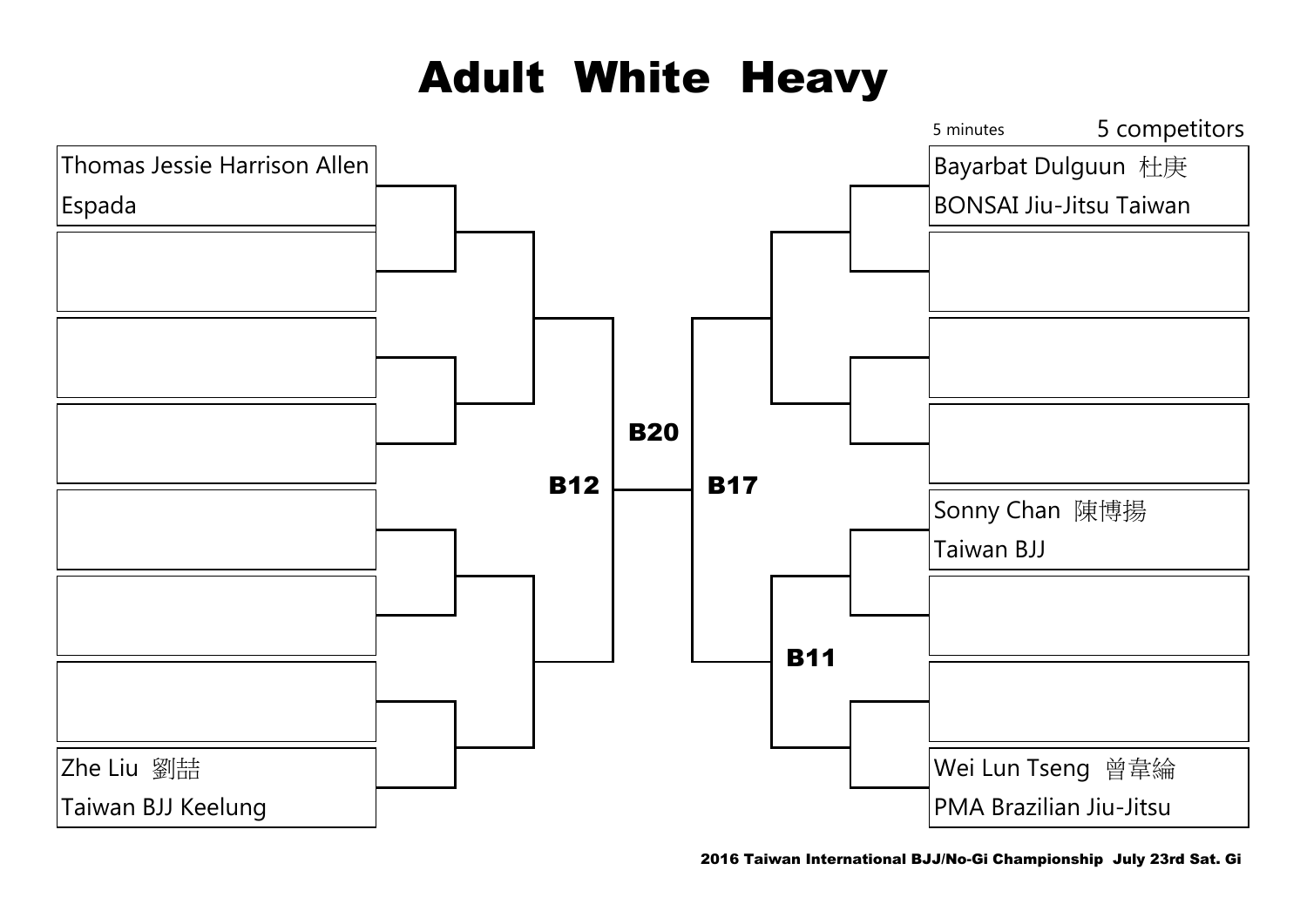# Adult White Heavy

5 minutes

5 competitors

Thomas Jessie Harrison Allen
Espada

Zhe Liu 劉喆
Taiwan BJJ Keelung

B12

B20

B17

B11

Bayarbat Dulguun 杜庚
BONSAI Jiu-Jitsu Taiwan

Sonny Chan 陳博揚
Taiwan BJJ

Wei Lun Tseng 曾韋綸
PMA Brazilian Jiu-Jitsu

2016 Taiwan International BJJ/No-Gi Championship July 23rd Sat. Gi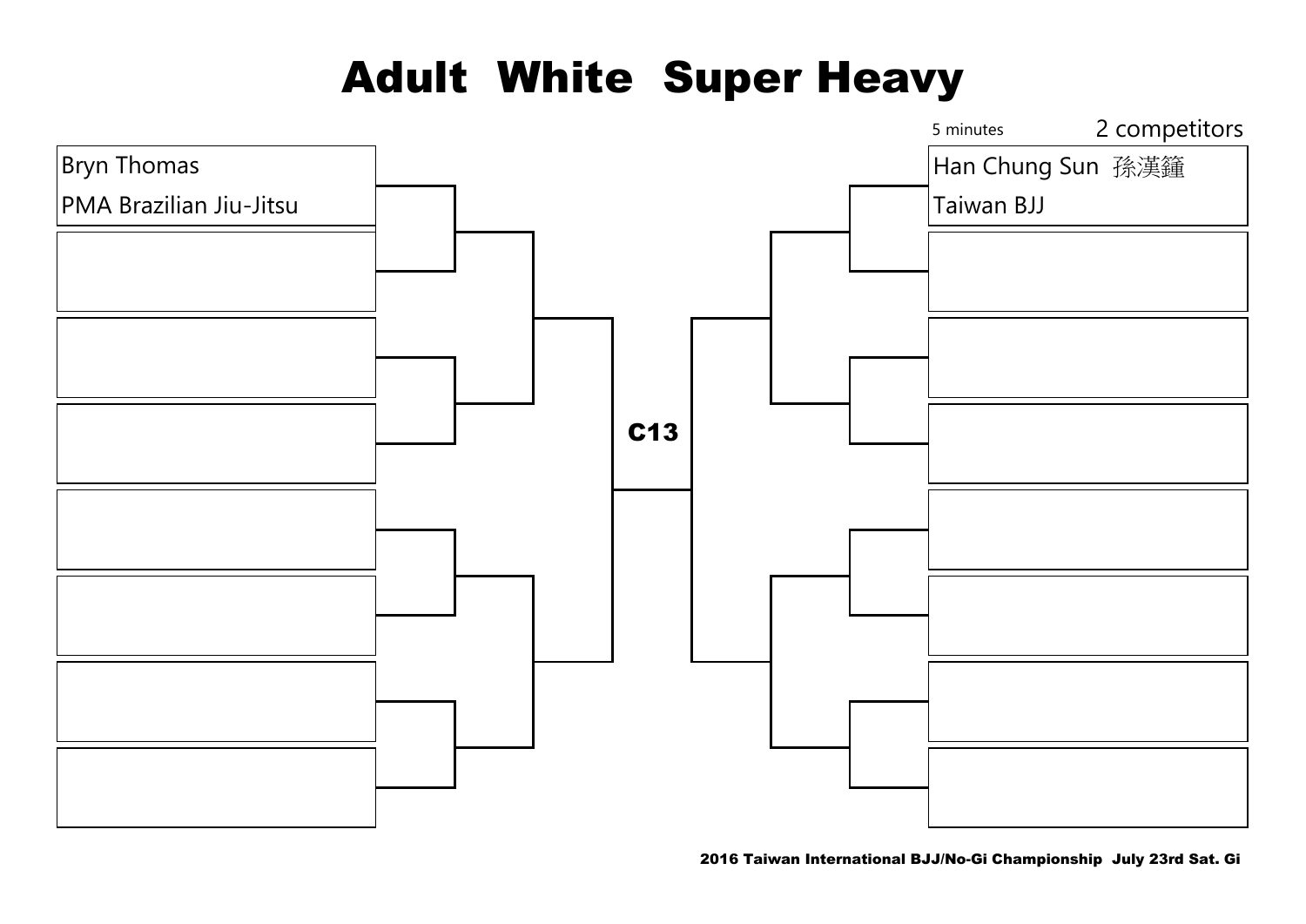# Adult White Super Heavy

5 minutes

2 competitors

Bryn Thomas
PMA Brazilian Jiu-Jitsu

C13

Han Chung Sun 孫漢鐘
Taiwan BJJ

2016 Taiwan International BJJ/No-Gi Championship July 23rd Sat. Gi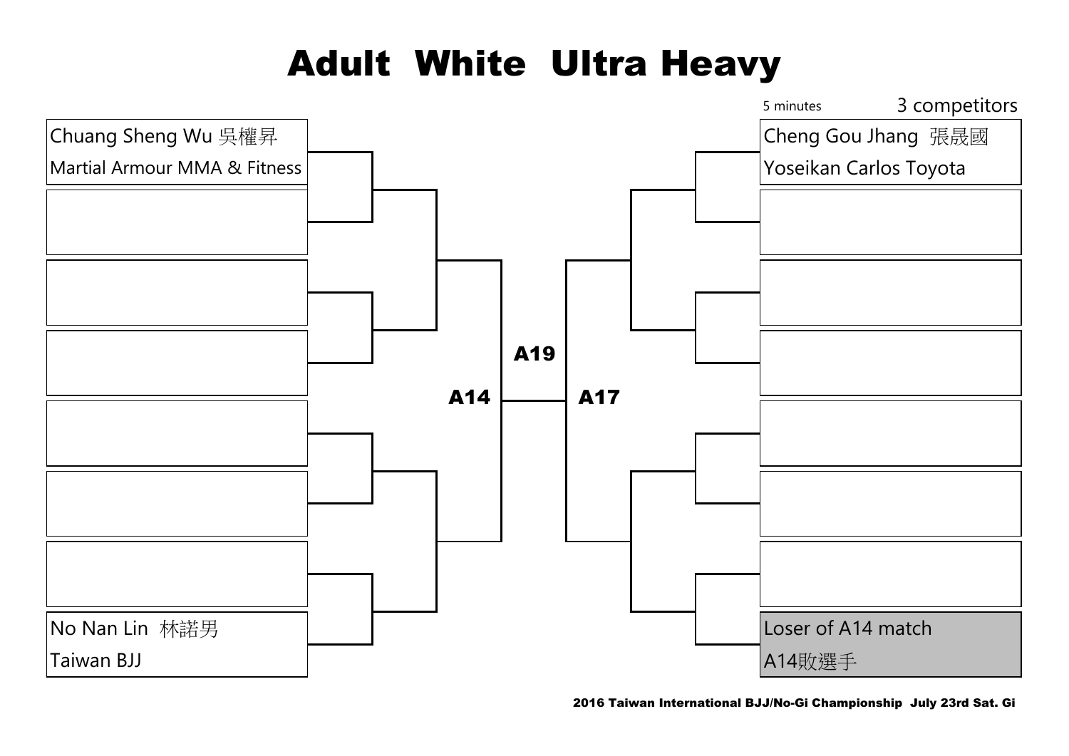# Adult White Ultra Heavy

5 minutes

3 competitors

Chuang Sheng Wu 吳權昇
Martial Armour MMA & Fitness

No Nan Lin 林諾男
Taiwan BJJ

A14

A19

A17

Cheng Gou Jhang 張晟國
Yoseikan Carlos Toyota

Loser of A14 match
A14敗選手

2016 Taiwan International BJJ/No-Gi Championship July 23rd Sat. Gi